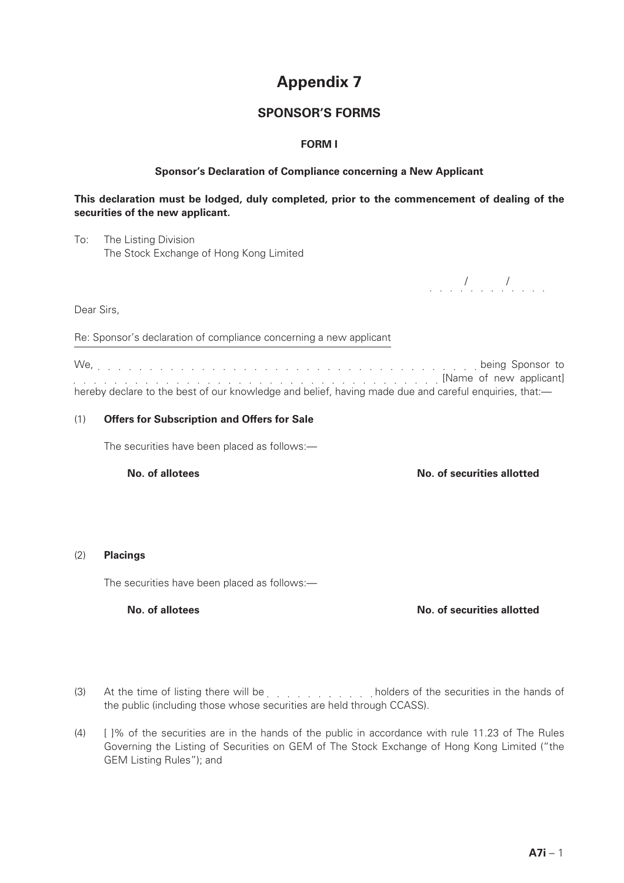# Appendix 7

## SPONSOR'S FORMS

### FORM I

**Sponsor's Declaration of Compliance concerning a New Applicant**

**This declaration must be lodged, duly completed, prior to the commencement of dealing of the securities of the new applicant.**

To: The Listing Division
The Stock Exchange of Hong Kong Limited

. . . . / . . . . / . . . .

Dear Sirs,

Re: Sponsor's declaration of compliance concerning a new applicant

We, . . . . . . . . . . . . . . . . . . . . . . . . . . . . . . . . . . . . being Sponsor to . . . . . . . . . . . . . . . . . . . . . . . . . . . . . . . . . . . . [Name of new applicant] hereby declare to the best of our knowledge and belief, having made due and careful enquiries, that:—

(1) **Offers for Subscription and Offers for Sale**

The securities have been placed as follows:—

| No. of allotees | No. of securities allotted |
|---|---|
| | |

(2) **Placings**

The securities have been placed as follows:—

| No. of allotees | No. of securities allotted |
|---|---|
| | |

(3) At the time of listing there will be . . . . . . . . . . . holders of the securities in the hands of the public (including those whose securities are held through CCASS).

(4) [ ]% of the securities are in the hands of the public in accordance with rule 11.23 of The Rules Governing the Listing of Securities on GEM of The Stock Exchange of Hong Kong Limited ("the GEM Listing Rules"); and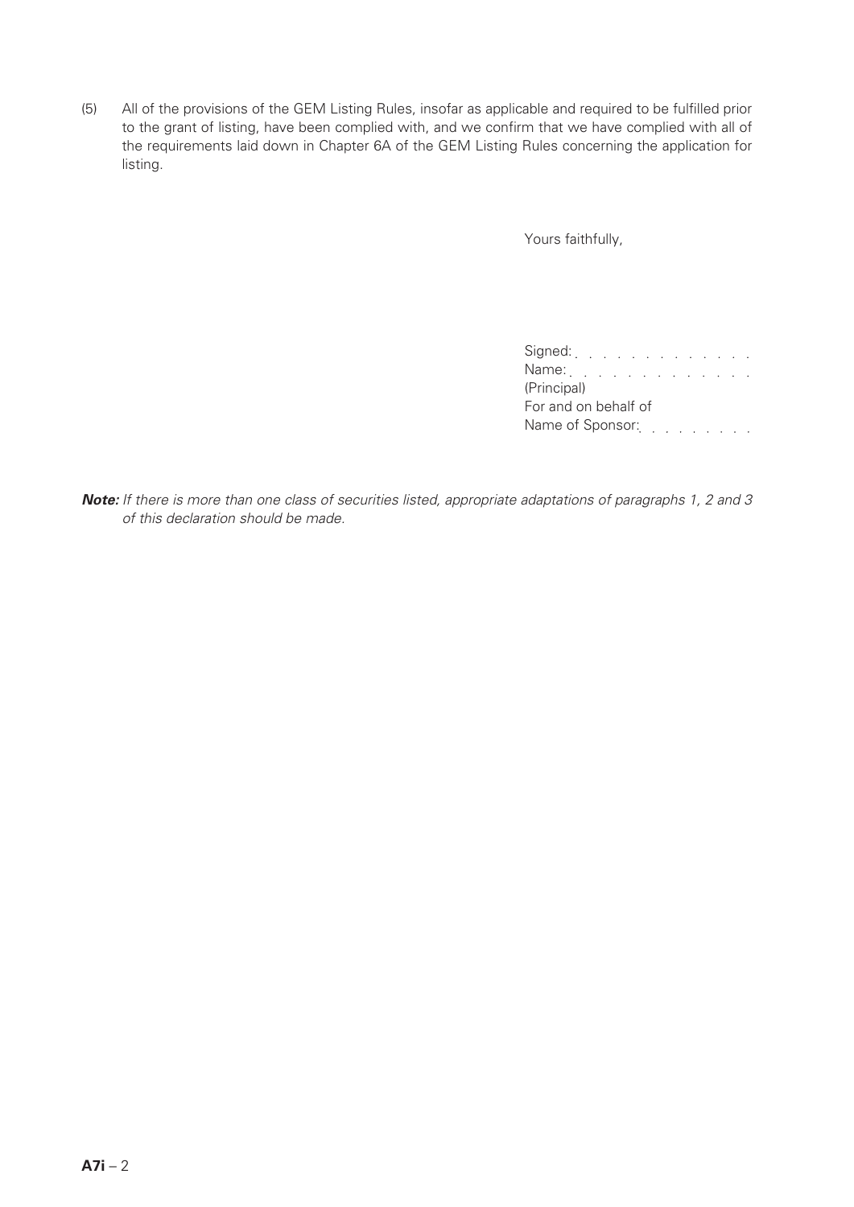(5) All of the provisions of the GEM Listing Rules, insofar as applicable and required to be fulfilled prior to the grant of listing, have been complied with, and we confirm that we have complied with all of the requirements laid down in Chapter 6A of the GEM Listing Rules concerning the application for listing.

Yours faithfully,

Signed: . . . . . . . . . . . . .
Name: . . . . . . . . . . . . .
(Principal)
For and on behalf of
Name of Sponsor: . . . . . . . . .

***Note:*** *If there is more than one class of securities listed, appropriate adaptations of paragraphs 1, 2 and 3 of this declaration should be made.*